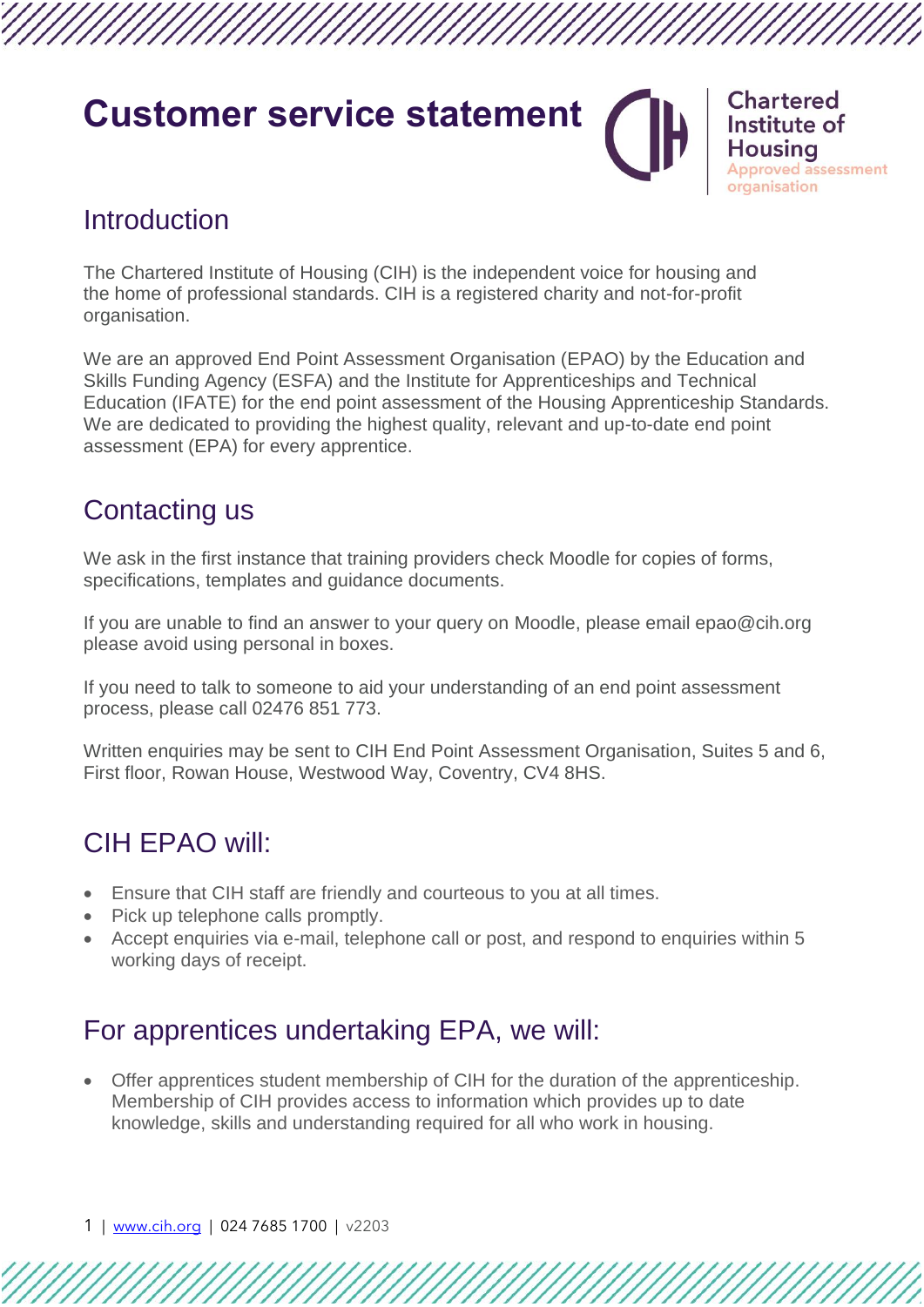# Customer service statement

Chartered Institute of Housing
Approved assessment organisation

## Introduction

The Chartered Institute of Housing (CIH) is the independent voice for housing and the home of professional standards. CIH is a registered charity and not-for-profit organisation.

We are an approved End Point Assessment Organisation (EPAO) by the Education and Skills Funding Agency (ESFA) and the Institute for Apprenticeships and Technical Education (IFATE) for the end point assessment of the Housing Apprenticeship Standards. We are dedicated to providing the highest quality, relevant and up-to-date end point assessment (EPA) for every apprentice.

## Contacting us

We ask in the first instance that training providers check Moodle for copies of forms, specifications, templates and guidance documents.

If you are unable to find an answer to your query on Moodle, please email epao@cih.org please avoid using personal in boxes.

If you need to talk to someone to aid your understanding of an end point assessment process, please call 02476 851 773.

Written enquiries may be sent to CIH End Point Assessment Organisation, Suites 5 and 6, First floor, Rowan House, Westwood Way, Coventry, CV4 8HS.

## CIH EPAO will:

- Ensure that CIH staff are friendly and courteous to you at all times.
- Pick up telephone calls promptly.
- Accept enquiries via e-mail, telephone call or post, and respond to enquiries within 5 working days of receipt.

## For apprentices undertaking EPA, we will:

- Offer apprentices student membership of CIH for the duration of the apprenticeship. Membership of CIH provides access to information which provides up to date knowledge, skills and understanding required for all who work in housing.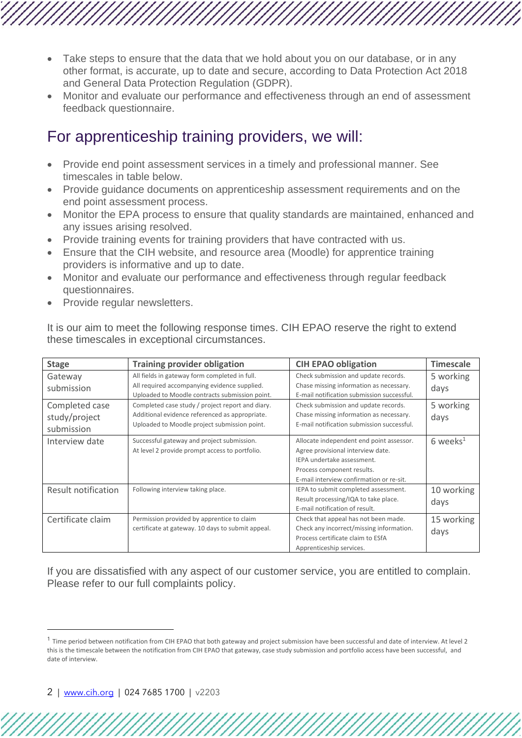- Take steps to ensure that the data that we hold about you on our database, or in any other format, is accurate, up to date and secure, according to Data Protection Act 2018 and General Data Protection Regulation (GDPR).
- Monitor and evaluate our performance and effectiveness through an end of assessment feedback questionnaire.

## For apprenticeship training providers, we will:

- Provide end point assessment services in a timely and professional manner. See timescales in table below.
- Provide guidance documents on apprenticeship assessment requirements and on the end point assessment process.
- Monitor the EPA process to ensure that quality standards are maintained, enhanced and any issues arising resolved.
- Provide training events for training providers that have contracted with us.
- Ensure that the CIH website, and resource area (Moodle) for apprentice training providers is informative and up to date.
- Monitor and evaluate our performance and effectiveness through regular feedback questionnaires.
- Provide regular newsletters.

It is our aim to meet the following response times. CIH EPAO reserve the right to extend these timescales in exceptional circumstances.

| Stage | Training provider obligation | CIH EPAO obligation | Timescale |
|---|---|---|---|
| Gateway submission | All fields in gateway form completed in full.<br>All required accompanying evidence supplied.<br>Uploaded to Moodle contracts submission point. | Check submission and update records.<br>Chase missing information as necessary.<br>E-mail notification submission successful. | 5 working days |
| Completed case study/project submission | Completed case study / project report and diary.<br>Additional evidence referenced as appropriate.<br>Uploaded to Moodle project submission point. | Check submission and update records.<br>Chase missing information as necessary.<br>E-mail notification submission successful. | 5 working days |
| Interview date | Successful gateway and project submission.<br>At level 2 provide prompt access to portfolio. | Allocate independent end point assessor.<br>Agree provisional interview date.<br>IEPA undertake assessment.<br>Process component results.<br>E-mail interview confirmation or re-sit. | 6 weeks[1] |
| Result notification | Following interview taking place. | IEPA to submit completed assessment.<br>Result processing/IQA to take place.<br>E-mail notification of result. | 10 working days |
| Certificate claim | Permission provided by apprentice to claim certificate at gateway. 10 days to submit appeal. | Check that appeal has not been made.<br>Check any incorrect/missing information.<br>Process certificate claim to ESfA Apprenticeship services. | 15 working days |

If you are dissatisfied with any aspect of our customer service, you are entitled to complain. Please refer to our full complaints policy.

[1] Time period between notification from CIH EPAO that both gateway and project submission have been successful and date of interview. At level 2 this is the timescale between the notification from CIH EPAO that gateway, case study submission and portfolio access have been successful, and date of interview.